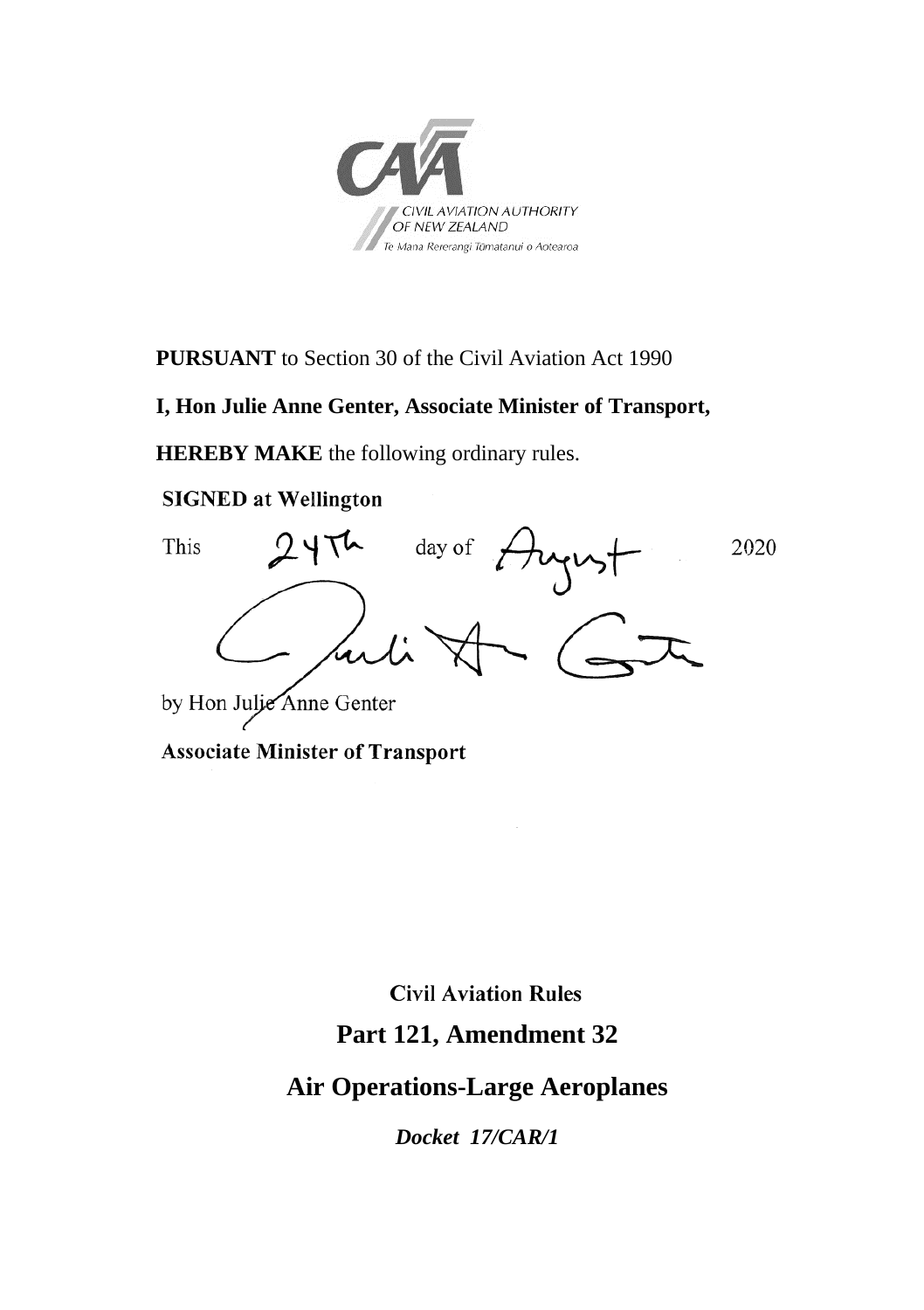CIVIL AVIATION AUTHORITY OF NEW ZEALAND

Te Mana Rererangi Tūmatanui o Aotearoa

**PURSUANT** to Section 30 of the Civil Aviation Act 1990

**I, Hon Julie Anne Genter, Associate Minister of Transport,**

**HEREBY MAKE** the following ordinary rules.

**SIGNED at Wellington**

This 24th day of August 2020

by Hon Julie Anne Genter

**Associate Minister of Transport**

**Civil Aviation Rules**

# Part 121, Amendment 32

# Air Operations-Large Aeroplanes

***Docket 17/CAR/1***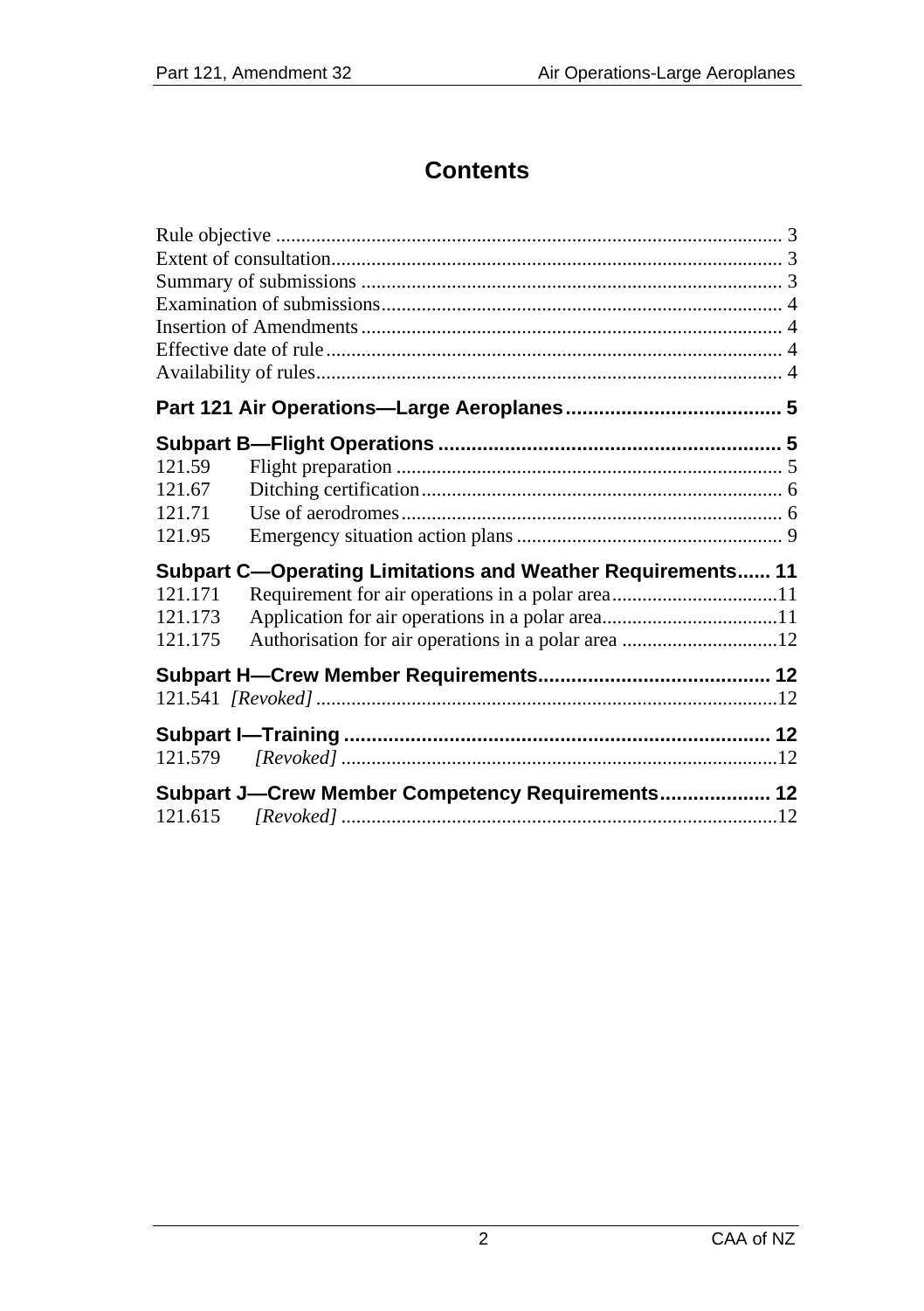# Contents

Rule objective .................................................................................................... 3
Extent of consultation......................................................................................... 3
Summary of submissions ................................................................................... 3
Examination of submissions............................................................................... 4
Insertion of Amendments................................................................................... 4
Effective date of rule.......................................................................................... 4
Availability of rules............................................................................................ 4

**Part 121 Air Operations—Large Aeroplanes....................................... 5**

**Subpart B—Flight Operations .............................................................. 5**

121.59 Flight preparation ............................................................................ 5
121.67 Ditching certification....................................................................... 6
121.71 Use of aerodromes........................................................................... 6
121.95 Emergency situation action plans .................................................... 9

**Subpart C—Operating Limitations and Weather Requirements...... 11**

121.171 Requirement for air operations in a polar area.................................11
121.173 Application for air operations in a polar area...................................11
121.175 Authorisation for air operations in a polar area ...............................12

**Subpart H—Crew Member Requirements......................................... 12**

121.541 *[Revoked]* ............................................................................................12

**Subpart I—Training ............................................................................ 12**

121.579 *[Revoked]* .......................................................................................12

**Subpart J—Crew Member Competency Requirements.................... 12**

121.615 *[Revoked]* .......................................................................................12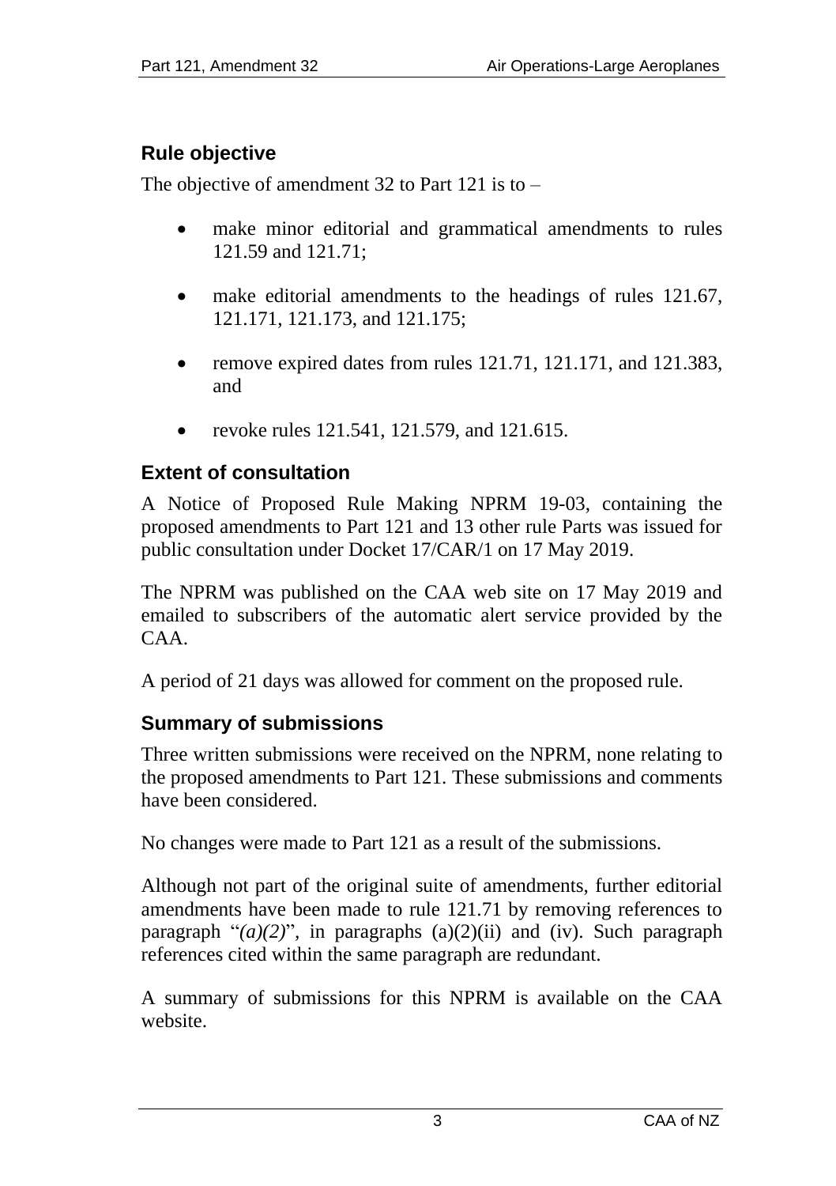## Rule objective

The objective of amendment 32 to Part 121 is to –

- make minor editorial and grammatical amendments to rules 121.59 and 121.71;
- make editorial amendments to the headings of rules 121.67, 121.171, 121.173, and 121.175;
- remove expired dates from rules 121.71, 121.171, and 121.383, and
- revoke rules 121.541, 121.579, and 121.615.

## Extent of consultation

A Notice of Proposed Rule Making NPRM 19-03, containing the proposed amendments to Part 121 and 13 other rule Parts was issued for public consultation under Docket 17/CAR/1 on 17 May 2019.

The NPRM was published on the CAA web site on 17 May 2019 and emailed to subscribers of the automatic alert service provided by the CAA.

A period of 21 days was allowed for comment on the proposed rule.

## Summary of submissions

Three written submissions were received on the NPRM, none relating to the proposed amendments to Part 121. These submissions and comments have been considered.

No changes were made to Part 121 as a result of the submissions.

Although not part of the original suite of amendments, further editorial amendments have been made to rule 121.71 by removing references to paragraph "*(a)(2)*", in paragraphs (a)(2)(ii) and (iv). Such paragraph references cited within the same paragraph are redundant.

A summary of submissions for this NPRM is available on the CAA website.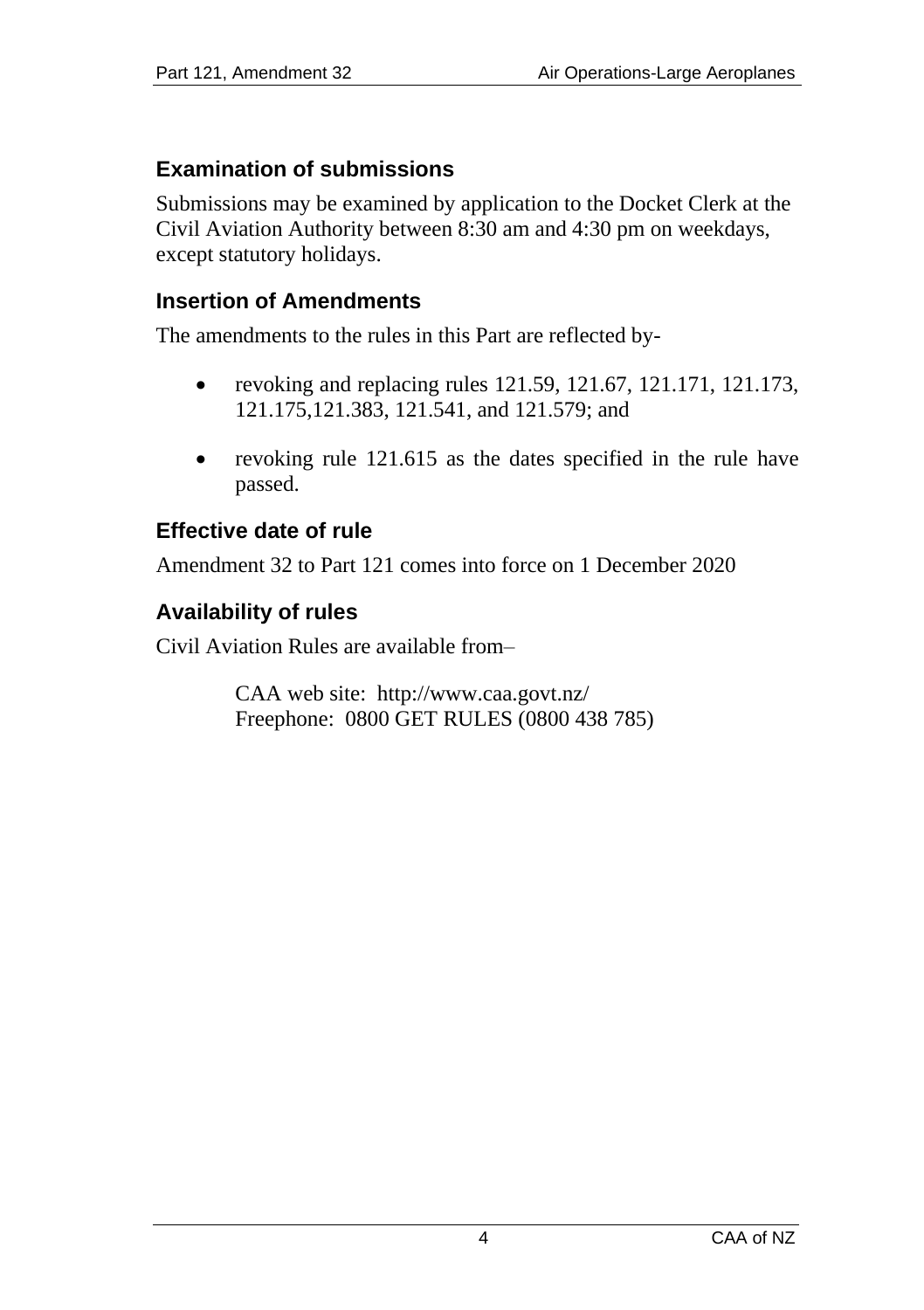## Examination of submissions

Submissions may be examined by application to the Docket Clerk at the Civil Aviation Authority between 8:30 am and 4:30 pm on weekdays, except statutory holidays.

## Insertion of Amendments

The amendments to the rules in this Part are reflected by-

- revoking and replacing rules 121.59, 121.67, 121.171, 121.173, 121.175,121.383, 121.541, and 121.579; and
- revoking rule 121.615 as the dates specified in the rule have passed.

## Effective date of rule

Amendment 32 to Part 121 comes into force on 1 December 2020

## Availability of rules

Civil Aviation Rules are available from–

CAA web site: http://www.caa.govt.nz/
Freephone: 0800 GET RULES (0800 438 785)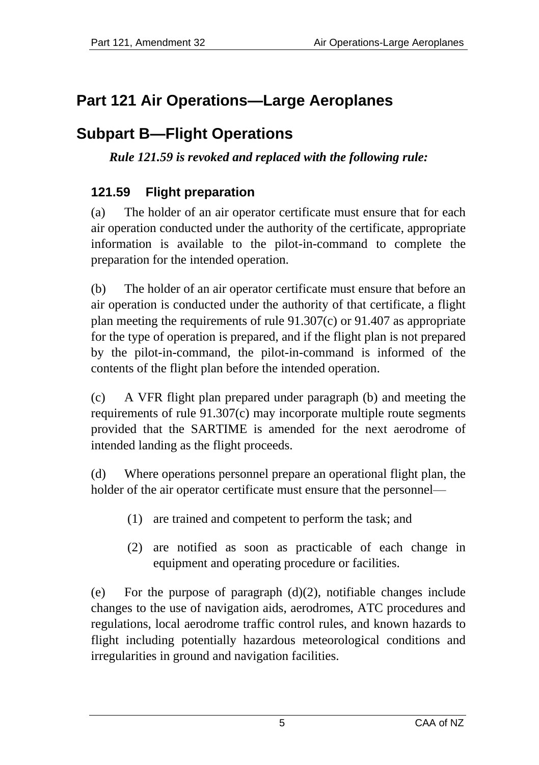# Part 121 Air Operations—Large Aeroplanes

## Subpart B—Flight Operations

***Rule 121.59 is revoked and replaced with the following rule:***

### 121.59 Flight preparation

(a) The holder of an air operator certificate must ensure that for each air operation conducted under the authority of the certificate, appropriate information is available to the pilot-in-command to complete the preparation for the intended operation.

(b) The holder of an air operator certificate must ensure that before an air operation is conducted under the authority of that certificate, a flight plan meeting the requirements of rule 91.307(c) or 91.407 as appropriate for the type of operation is prepared, and if the flight plan is not prepared by the pilot-in-command, the pilot-in-command is informed of the contents of the flight plan before the intended operation.

(c) A VFR flight plan prepared under paragraph (b) and meeting the requirements of rule 91.307(c) may incorporate multiple route segments provided that the SARTIME is amended for the next aerodrome of intended landing as the flight proceeds.

(d) Where operations personnel prepare an operational flight plan, the holder of the air operator certificate must ensure that the personnel—

(1) are trained and competent to perform the task; and

(2) are notified as soon as practicable of each change in equipment and operating procedure or facilities.

(e) For the purpose of paragraph (d)(2), notifiable changes include changes to the use of navigation aids, aerodromes, ATC procedures and regulations, local aerodrome traffic control rules, and known hazards to flight including potentially hazardous meteorological conditions and irregularities in ground and navigation facilities.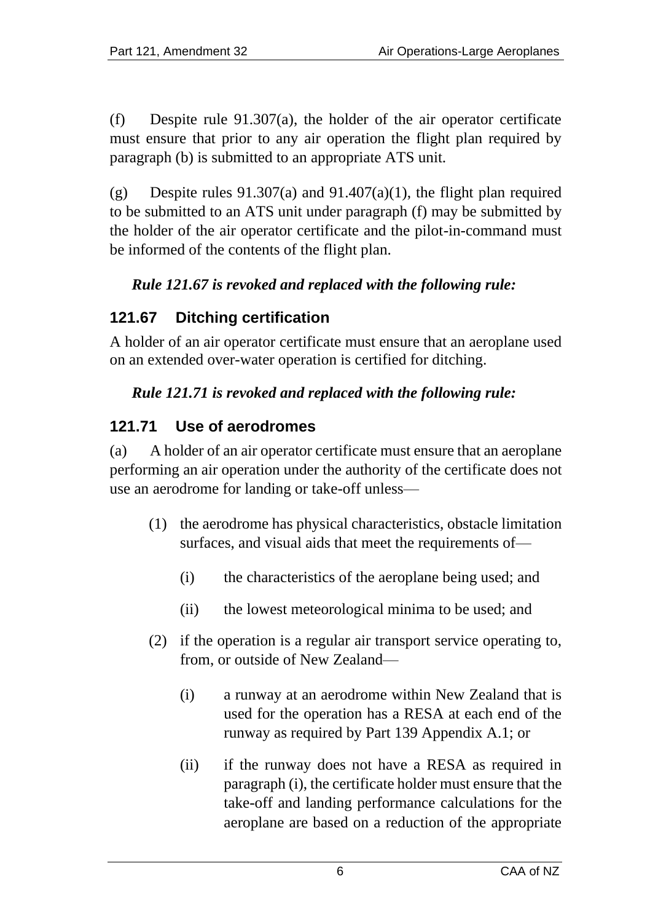(f) Despite rule 91.307(a), the holder of the air operator certificate must ensure that prior to any air operation the flight plan required by paragraph (b) is submitted to an appropriate ATS unit.

(g) Despite rules 91.307(a) and 91.407(a)(1), the flight plan required to be submitted to an ATS unit under paragraph (f) may be submitted by the holder of the air operator certificate and the pilot-in-command must be informed of the contents of the flight plan.

***Rule 121.67 is revoked and replaced with the following rule:***

### 121.67 Ditching certification

A holder of an air operator certificate must ensure that an aeroplane used on an extended over-water operation is certified for ditching.

***Rule 121.71 is revoked and replaced with the following rule:***

### 121.71 Use of aerodromes

(a) A holder of an air operator certificate must ensure that an aeroplane performing an air operation under the authority of the certificate does not use an aerodrome for landing or take-off unless—

(1) the aerodrome has physical characteristics, obstacle limitation surfaces, and visual aids that meet the requirements of—

(i) the characteristics of the aeroplane being used; and

(ii) the lowest meteorological minima to be used; and

(2) if the operation is a regular air transport service operating to, from, or outside of New Zealand—

(i) a runway at an aerodrome within New Zealand that is used for the operation has a RESA at each end of the runway as required by Part 139 Appendix A.1; or

(ii) if the runway does not have a RESA as required in paragraph (i), the certificate holder must ensure that the take-off and landing performance calculations for the aeroplane are based on a reduction of the appropriate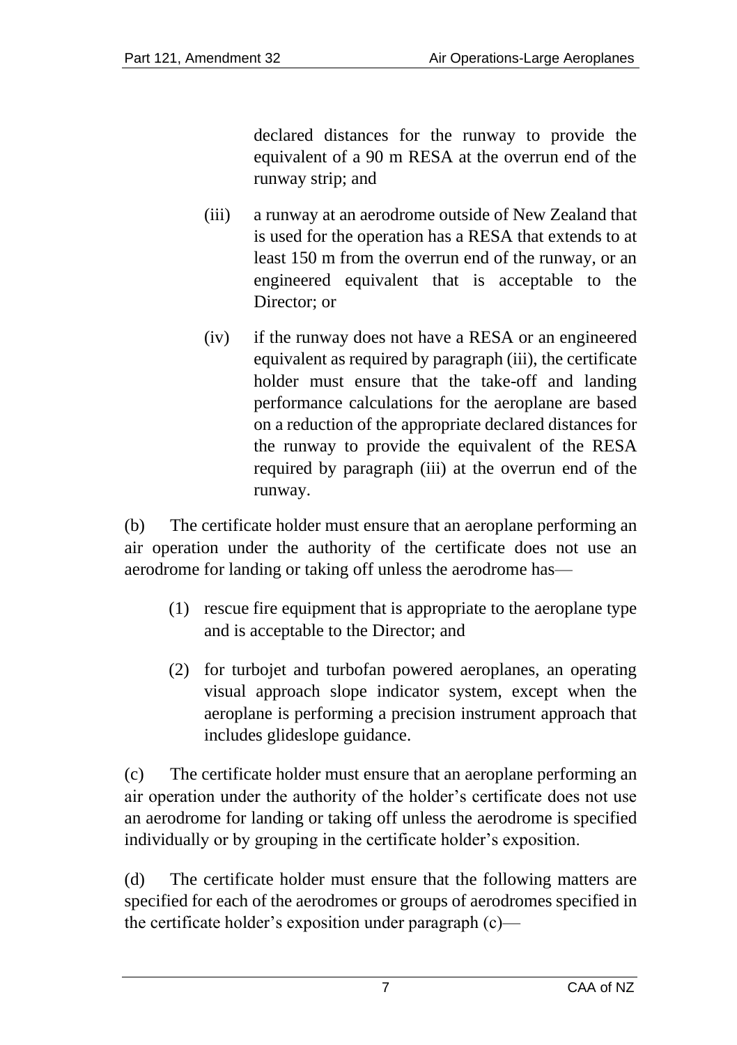declared distances for the runway to provide the equivalent of a 90 m RESA at the overrun end of the runway strip; and

(iii) a runway at an aerodrome outside of New Zealand that is used for the operation has a RESA that extends to at least 150 m from the overrun end of the runway, or an engineered equivalent that is acceptable to the Director; or

(iv) if the runway does not have a RESA or an engineered equivalent as required by paragraph (iii), the certificate holder must ensure that the take-off and landing performance calculations for the aeroplane are based on a reduction of the appropriate declared distances for the runway to provide the equivalent of the RESA required by paragraph (iii) at the overrun end of the runway.

(b) The certificate holder must ensure that an aeroplane performing an air operation under the authority of the certificate does not use an aerodrome for landing or taking off unless the aerodrome has—

(1) rescue fire equipment that is appropriate to the aeroplane type and is acceptable to the Director; and

(2) for turbojet and turbofan powered aeroplanes, an operating visual approach slope indicator system, except when the aeroplane is performing a precision instrument approach that includes glideslope guidance.

(c) The certificate holder must ensure that an aeroplane performing an air operation under the authority of the holder's certificate does not use an aerodrome for landing or taking off unless the aerodrome is specified individually or by grouping in the certificate holder's exposition.

(d) The certificate holder must ensure that the following matters are specified for each of the aerodromes or groups of aerodromes specified in the certificate holder's exposition under paragraph (c)—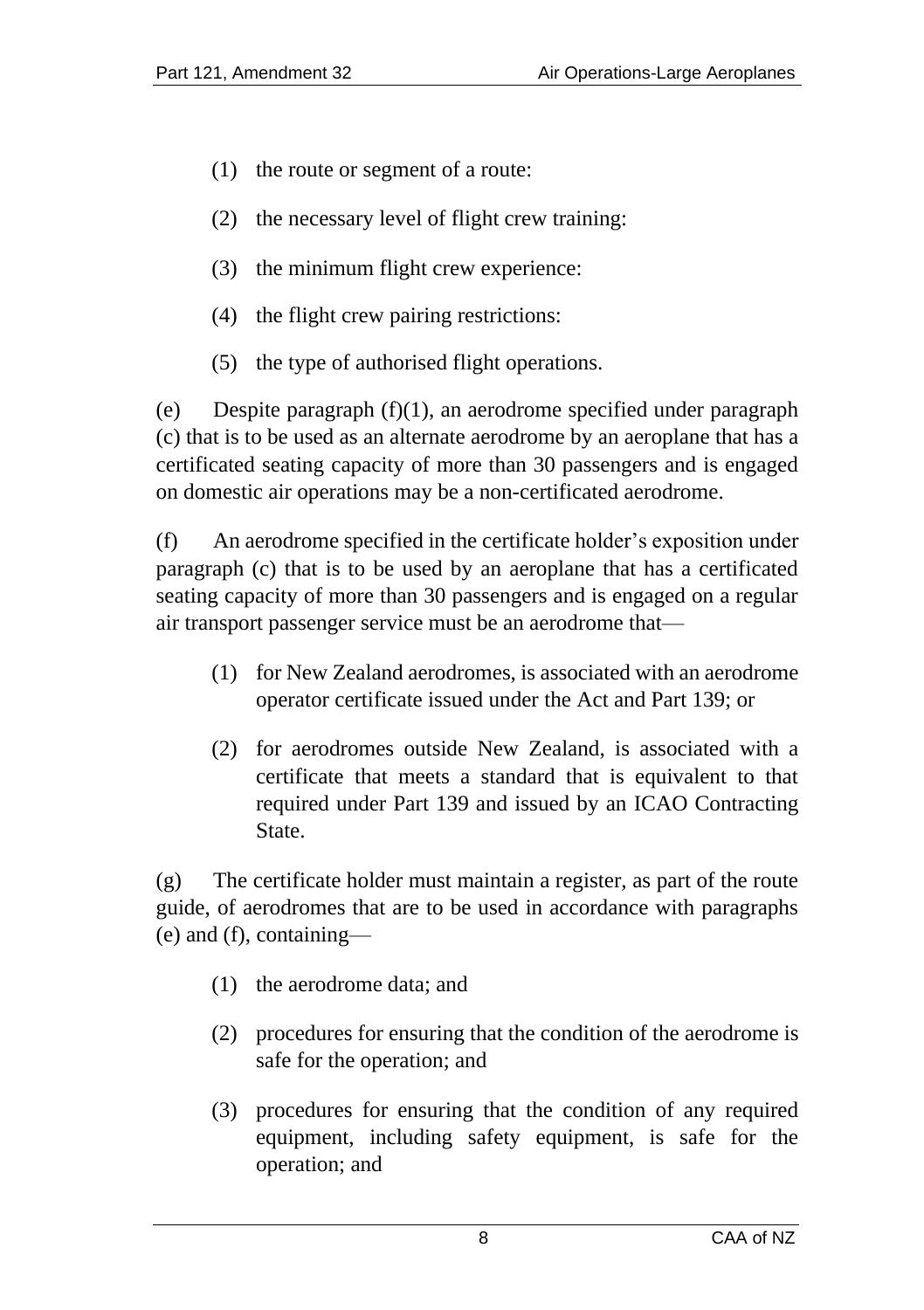(1) the route or segment of a route:

(2) the necessary level of flight crew training:

(3) the minimum flight crew experience:

(4) the flight crew pairing restrictions:

(5) the type of authorised flight operations.

(e) Despite paragraph (f)(1), an aerodrome specified under paragraph (c) that is to be used as an alternate aerodrome by an aeroplane that has a certificated seating capacity of more than 30 passengers and is engaged on domestic air operations may be a non-certificated aerodrome.

(f) An aerodrome specified in the certificate holder's exposition under paragraph (c) that is to be used by an aeroplane that has a certificated seating capacity of more than 30 passengers and is engaged on a regular air transport passenger service must be an aerodrome that—

(1) for New Zealand aerodromes, is associated with an aerodrome operator certificate issued under the Act and Part 139; or

(2) for aerodromes outside New Zealand, is associated with a certificate that meets a standard that is equivalent to that required under Part 139 and issued by an ICAO Contracting State.

(g) The certificate holder must maintain a register, as part of the route guide, of aerodromes that are to be used in accordance with paragraphs (e) and (f), containing—

(1) the aerodrome data; and

(2) procedures for ensuring that the condition of the aerodrome is safe for the operation; and

(3) procedures for ensuring that the condition of any required equipment, including safety equipment, is safe for the operation; and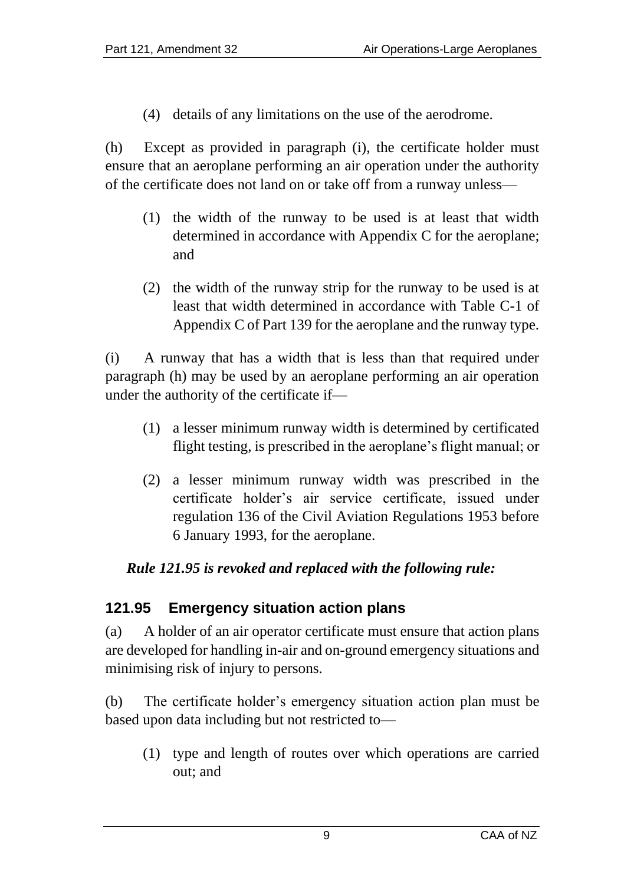(4) details of any limitations on the use of the aerodrome.

(h) Except as provided in paragraph (i), the certificate holder must ensure that an aeroplane performing an air operation under the authority of the certificate does not land on or take off from a runway unless—

(1) the width of the runway to be used is at least that width determined in accordance with Appendix C for the aeroplane; and

(2) the width of the runway strip for the runway to be used is at least that width determined in accordance with Table C-1 of Appendix C of Part 139 for the aeroplane and the runway type.

(i) A runway that has a width that is less than that required under paragraph (h) may be used by an aeroplane performing an air operation under the authority of the certificate if—

(1) a lesser minimum runway width is determined by certificated flight testing, is prescribed in the aeroplane's flight manual; or

(2) a lesser minimum runway width was prescribed in the certificate holder's air service certificate, issued under regulation 136 of the Civil Aviation Regulations 1953 before 6 January 1993, for the aeroplane.

***Rule 121.95 is revoked and replaced with the following rule:***

## 121.95 Emergency situation action plans

(a) A holder of an air operator certificate must ensure that action plans are developed for handling in-air and on-ground emergency situations and minimising risk of injury to persons.

(b) The certificate holder's emergency situation action plan must be based upon data including but not restricted to—

(1) type and length of routes over which operations are carried out; and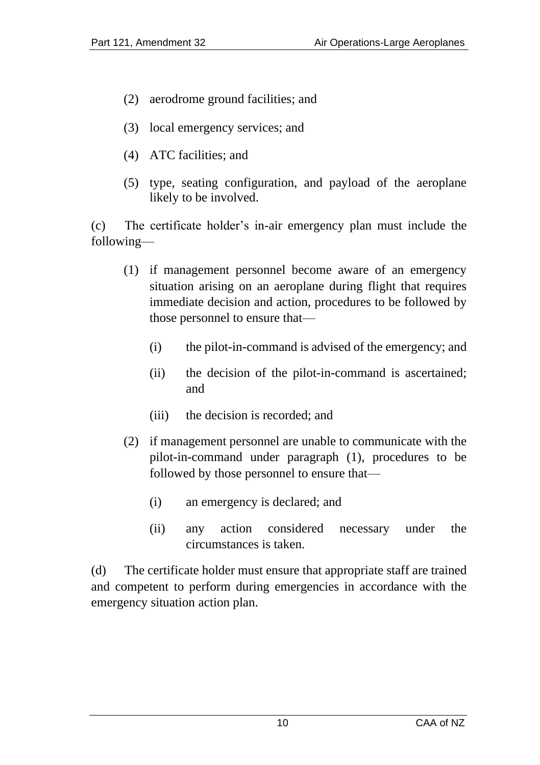(2) aerodrome ground facilities; and

(3) local emergency services; and

(4) ATC facilities; and

(5) type, seating configuration, and payload of the aeroplane likely to be involved.

(c) The certificate holder's in-air emergency plan must include the following—

(1) if management personnel become aware of an emergency situation arising on an aeroplane during flight that requires immediate decision and action, procedures to be followed by those personnel to ensure that—

(i) the pilot-in-command is advised of the emergency; and

(ii) the decision of the pilot-in-command is ascertained; and

(iii) the decision is recorded; and

(2) if management personnel are unable to communicate with the pilot-in-command under paragraph (1), procedures to be followed by those personnel to ensure that—

(i) an emergency is declared; and

(ii) any action considered necessary under the circumstances is taken.

(d) The certificate holder must ensure that appropriate staff are trained and competent to perform during emergencies in accordance with the emergency situation action plan.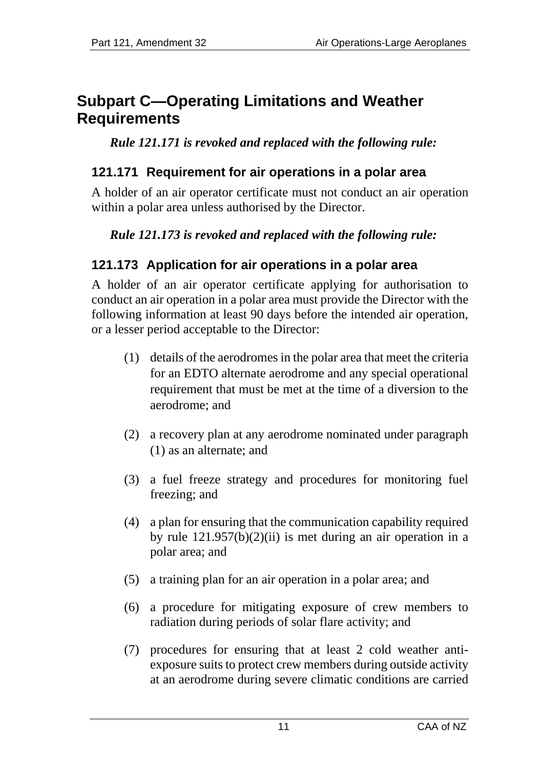## Subpart C—Operating Limitations and Weather Requirements

***Rule 121.171 is revoked and replaced with the following rule:***

### 121.171 Requirement for air operations in a polar area

A holder of an air operator certificate must not conduct an air operation within a polar area unless authorised by the Director.

***Rule 121.173 is revoked and replaced with the following rule:***

### 121.173 Application for air operations in a polar area

A holder of an air operator certificate applying for authorisation to conduct an air operation in a polar area must provide the Director with the following information at least 90 days before the intended air operation, or a lesser period acceptable to the Director:

(1) details of the aerodromes in the polar area that meet the criteria for an EDTO alternate aerodrome and any special operational requirement that must be met at the time of a diversion to the aerodrome; and

(2) a recovery plan at any aerodrome nominated under paragraph (1) as an alternate; and

(3) a fuel freeze strategy and procedures for monitoring fuel freezing; and

(4) a plan for ensuring that the communication capability required by rule 121.957(b)(2)(ii) is met during an air operation in a polar area; and

(5) a training plan for an air operation in a polar area; and

(6) a procedure for mitigating exposure of crew members to radiation during periods of solar flare activity; and

(7) procedures for ensuring that at least 2 cold weather anti-exposure suits to protect crew members during outside activity at an aerodrome during severe climatic conditions are carried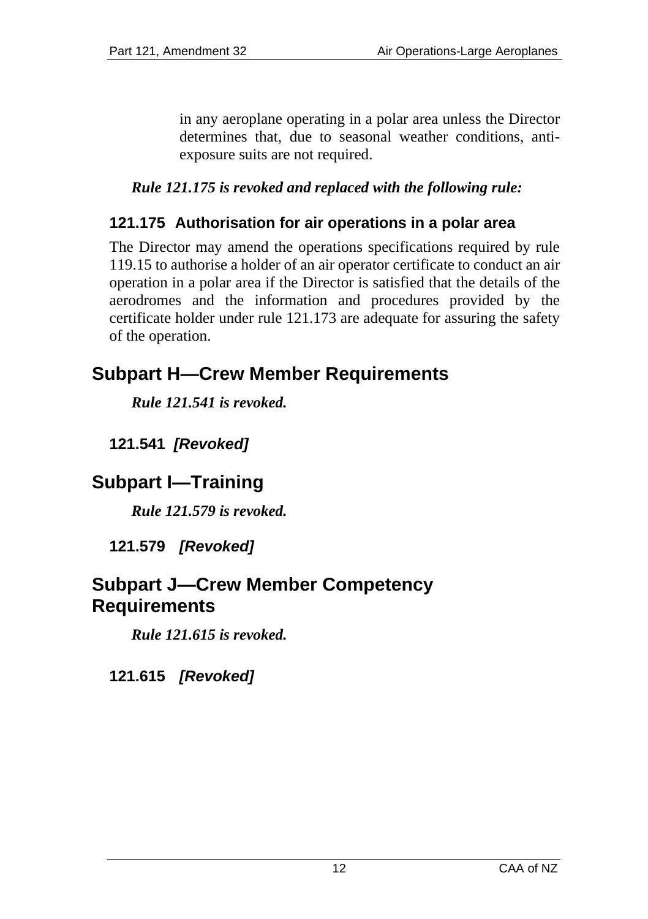in any aeroplane operating in a polar area unless the Director determines that, due to seasonal weather conditions, anti-exposure suits are not required.

***Rule 121.175 is revoked and replaced with the following rule:***

### 121.175 Authorisation for air operations in a polar area

The Director may amend the operations specifications required by rule 119.15 to authorise a holder of an air operator certificate to conduct an air operation in a polar area if the Director is satisfied that the details of the aerodromes and the information and procedures provided by the certificate holder under rule 121.173 are adequate for assuring the safety of the operation.

## Subpart H—Crew Member Requirements

***Rule 121.541 is revoked.***

### 121.541 *[Revoked]*

## Subpart I—Training

***Rule 121.579 is revoked.***

### 121.579 *[Revoked]*

## Subpart J—Crew Member Competency Requirements

***Rule 121.615 is revoked.***

### 121.615 *[Revoked]*